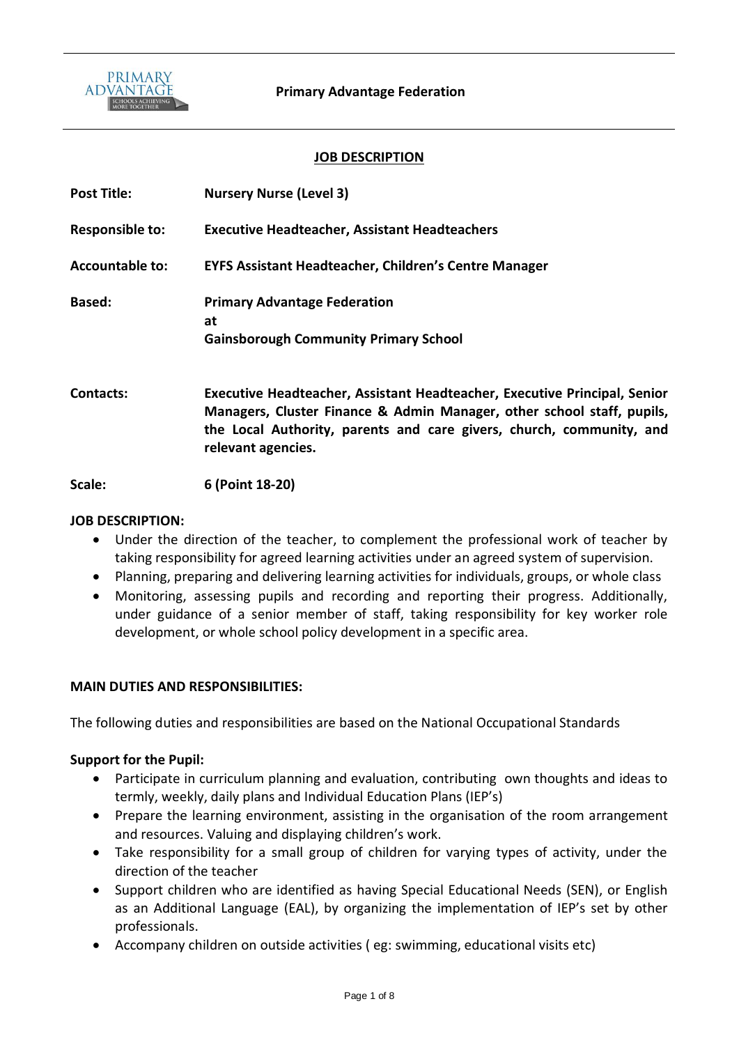**Primary Advantage Federation**

## JOB DESCRIPTION

**Post Title:** **Nursery Nurse (Level 3)**

**Responsible to:** **Executive Headteacher, Assistant Headteachers**

**Accountable to:** **EYFS Assistant Headteacher, Children's Centre Manager**

**Based:** **Primary Advantage Federation at Gainsborough Community Primary School**

**Contacts:** **Executive Headteacher, Assistant Headteacher, Executive Principal, Senior Managers, Cluster Finance & Admin Manager, other school staff, pupils, the Local Authority, parents and care givers, church, community, and relevant agencies.**

**Scale:** **6 (Point 18-20)**

**JOB DESCRIPTION:**

- Under the direction of the teacher, to complement the professional work of teacher by taking responsibility for agreed learning activities under an agreed system of supervision.
- Planning, preparing and delivering learning activities for individuals, groups, or whole class
- Monitoring, assessing pupils and recording and reporting their progress. Additionally, under guidance of a senior member of staff, taking responsibility for key worker role development, or whole school policy development in a specific area.

**MAIN DUTIES AND RESPONSIBILITIES:**

The following duties and responsibilities are based on the National Occupational Standards

**Support for the Pupil:**

- Participate in curriculum planning and evaluation, contributing own thoughts and ideas to termly, weekly, daily plans and Individual Education Plans (IEP's)
- Prepare the learning environment, assisting in the organisation of the room arrangement and resources. Valuing and displaying children's work.
- Take responsibility for a small group of children for varying types of activity, under the direction of the teacher
- Support children who are identified as having Special Educational Needs (SEN), or English as an Additional Language (EAL), by organizing the implementation of IEP's set by other professionals.
- Accompany children on outside activities ( eg: swimming, educational visits etc)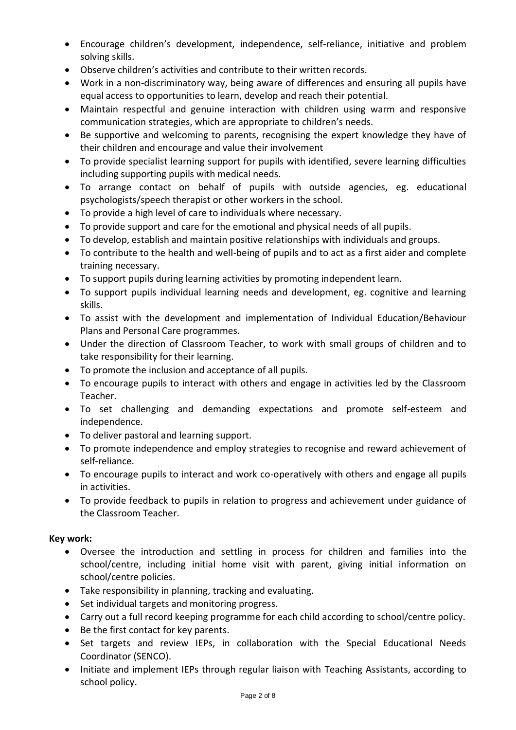- Encourage children's development, independence, self-reliance, initiative and problem solving skills.
- Observe children's activities and contribute to their written records.
- Work in a non-discriminatory way, being aware of differences and ensuring all pupils have equal access to opportunities to learn, develop and reach their potential.
- Maintain respectful and genuine interaction with children using warm and responsive communication strategies, which are appropriate to children's needs.
- Be supportive and welcoming to parents, recognising the expert knowledge they have of their children and encourage and value their involvement
- To provide specialist learning support for pupils with identified, severe learning difficulties including supporting pupils with medical needs.
- To arrange contact on behalf of pupils with outside agencies, eg. educational psychologists/speech therapist or other workers in the school.
- To provide a high level of care to individuals where necessary.
- To provide support and care for the emotional and physical needs of all pupils.
- To develop, establish and maintain positive relationships with individuals and groups.
- To contribute to the health and well-being of pupils and to act as a first aider and complete training necessary.
- To support pupils during learning activities by promoting independent learn.
- To support pupils individual learning needs and development, eg. cognitive and learning skills.
- To assist with the development and implementation of Individual Education/Behaviour Plans and Personal Care programmes.
- Under the direction of Classroom Teacher, to work with small groups of children and to take responsibility for their learning.
- To promote the inclusion and acceptance of all pupils.
- To encourage pupils to interact with others and engage in activities led by the Classroom Teacher.
- To set challenging and demanding expectations and promote self-esteem and independence.
- To deliver pastoral and learning support.
- To promote independence and employ strategies to recognise and reward achievement of self-reliance.
- To encourage pupils to interact and work co-operatively with others and engage all pupils in activities.
- To provide feedback to pupils in relation to progress and achievement under guidance of the Classroom Teacher.

**Key work:**

- Oversee the introduction and settling in process for children and families into the school/centre, including initial home visit with parent, giving initial information on school/centre policies.
- Take responsibility in planning, tracking and evaluating.
- Set individual targets and monitoring progress.
- Carry out a full record keeping programme for each child according to school/centre policy.
- Be the first contact for key parents.
- Set targets and review IEPs, in collaboration with the Special Educational Needs Coordinator (SENCO).
- Initiate and implement IEPs through regular liaison with Teaching Assistants, according to school policy.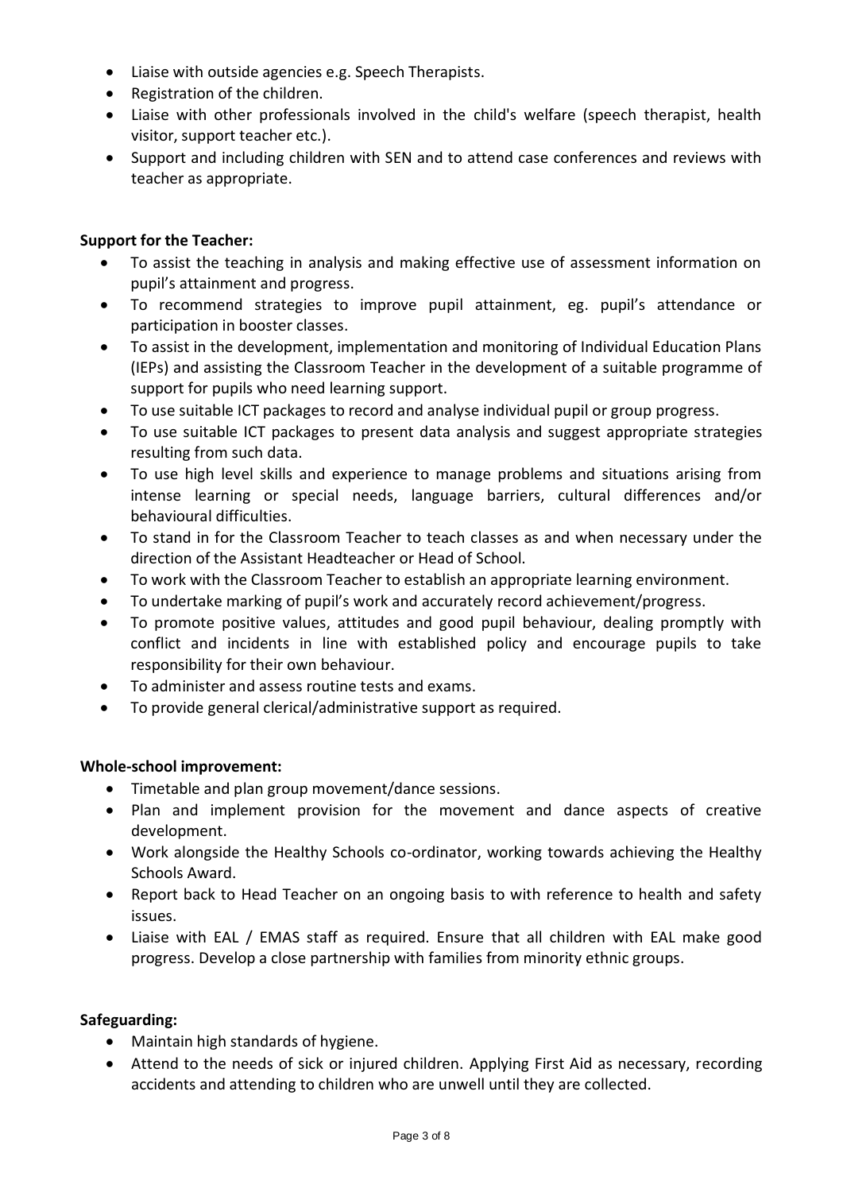- Liaise with outside agencies e.g. Speech Therapists.
- Registration of the children.
- Liaise with other professionals involved in the child's welfare (speech therapist, health visitor, support teacher etc.).
- Support and including children with SEN and to attend case conferences and reviews with teacher as appropriate.

**Support for the Teacher:**

- To assist the teaching in analysis and making effective use of assessment information on pupil's attainment and progress.
- To recommend strategies to improve pupil attainment, eg. pupil's attendance or participation in booster classes.
- To assist in the development, implementation and monitoring of Individual Education Plans (IEPs) and assisting the Classroom Teacher in the development of a suitable programme of support for pupils who need learning support.
- To use suitable ICT packages to record and analyse individual pupil or group progress.
- To use suitable ICT packages to present data analysis and suggest appropriate strategies resulting from such data.
- To use high level skills and experience to manage problems and situations arising from intense learning or special needs, language barriers, cultural differences and/or behavioural difficulties.
- To stand in for the Classroom Teacher to teach classes as and when necessary under the direction of the Assistant Headteacher or Head of School.
- To work with the Classroom Teacher to establish an appropriate learning environment.
- To undertake marking of pupil's work and accurately record achievement/progress.
- To promote positive values, attitudes and good pupil behaviour, dealing promptly with conflict and incidents in line with established policy and encourage pupils to take responsibility for their own behaviour.
- To administer and assess routine tests and exams.
- To provide general clerical/administrative support as required.

**Whole-school improvement:**

- Timetable and plan group movement/dance sessions.
- Plan and implement provision for the movement and dance aspects of creative development.
- Work alongside the Healthy Schools co-ordinator, working towards achieving the Healthy Schools Award.
- Report back to Head Teacher on an ongoing basis to with reference to health and safety issues.
- Liaise with EAL / EMAS staff as required. Ensure that all children with EAL make good progress. Develop a close partnership with families from minority ethnic groups.

**Safeguarding:**

- Maintain high standards of hygiene.
- Attend to the needs of sick or injured children. Applying First Aid as necessary, recording accidents and attending to children who are unwell until they are collected.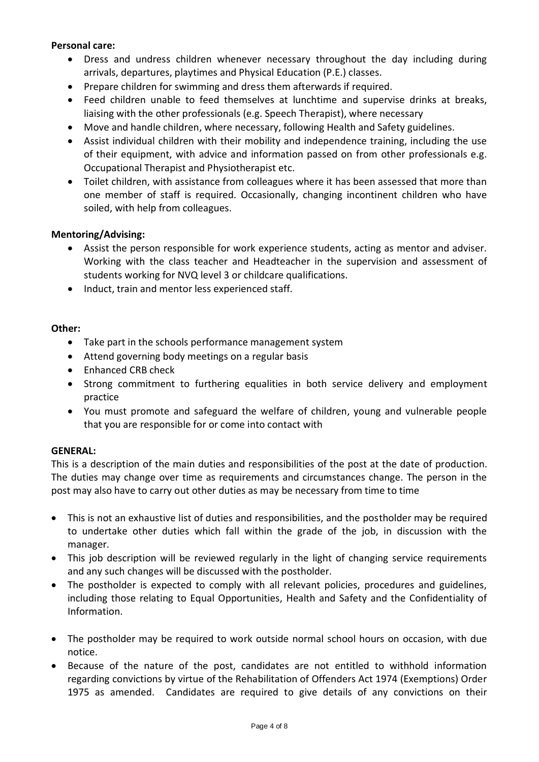**Personal care:**

- Dress and undress children whenever necessary throughout the day including during arrivals, departures, playtimes and Physical Education (P.E.) classes.
- Prepare children for swimming and dress them afterwards if required.
- Feed children unable to feed themselves at lunchtime and supervise drinks at breaks, liaising with the other professionals (e.g. Speech Therapist), where necessary
- Move and handle children, where necessary, following Health and Safety guidelines.
- Assist individual children with their mobility and independence training, including the use of their equipment, with advice and information passed on from other professionals e.g. Occupational Therapist and Physiotherapist etc.
- Toilet children, with assistance from colleagues where it has been assessed that more than one member of staff is required. Occasionally, changing incontinent children who have soiled, with help from colleagues.

**Mentoring/Advising:**

- Assist the person responsible for work experience students, acting as mentor and adviser. Working with the class teacher and Headteacher in the supervision and assessment of students working for NVQ level 3 or childcare qualifications.
- Induct, train and mentor less experienced staff.

**Other:**

- Take part in the schools performance management system
- Attend governing body meetings on a regular basis
- Enhanced CRB check
- Strong commitment to furthering equalities in both service delivery and employment practice
- You must promote and safeguard the welfare of children, young and vulnerable people that you are responsible for or come into contact with

**GENERAL:**

This is a description of the main duties and responsibilities of the post at the date of production. The duties may change over time as requirements and circumstances change. The person in the post may also have to carry out other duties as may be necessary from time to time

- This is not an exhaustive list of duties and responsibilities, and the postholder may be required to undertake other duties which fall within the grade of the job, in discussion with the manager.
- This job description will be reviewed regularly in the light of changing service requirements and any such changes will be discussed with the postholder.
- The postholder is expected to comply with all relevant policies, procedures and guidelines, including those relating to Equal Opportunities, Health and Safety and the Confidentiality of Information.
- The postholder may be required to work outside normal school hours on occasion, with due notice.
- Because of the nature of the post, candidates are not entitled to withhold information regarding convictions by virtue of the Rehabilitation of Offenders Act 1974 (Exemptions) Order 1975 as amended. Candidates are required to give details of any convictions on their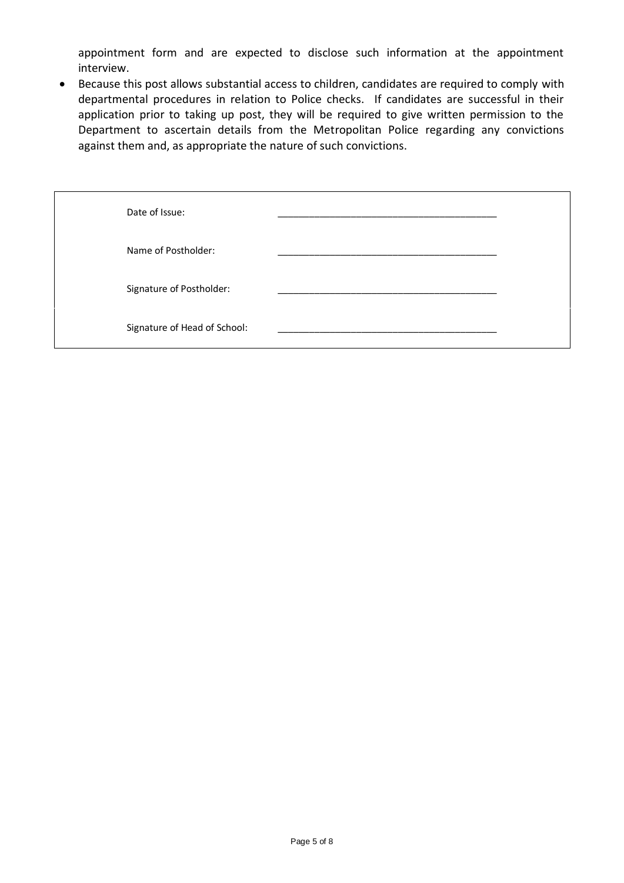appointment form and are expected to disclose such information at the appointment interview.

- Because this post allows substantial access to children, candidates are required to comply with departmental procedures in relation to Police checks. If candidates are successful in their application prior to taking up post, they will be required to give written permission to the Department to ascertain details from the Metropolitan Police regarding any convictions against them and, as appropriate the nature of such convictions.

| | |
|---|---|
| Date of Issue: | ________________________________________ |
| Name of Postholder: | ________________________________________ |
| Signature of Postholder: | ________________________________________ |
| Signature of Head of School: | ________________________________________ |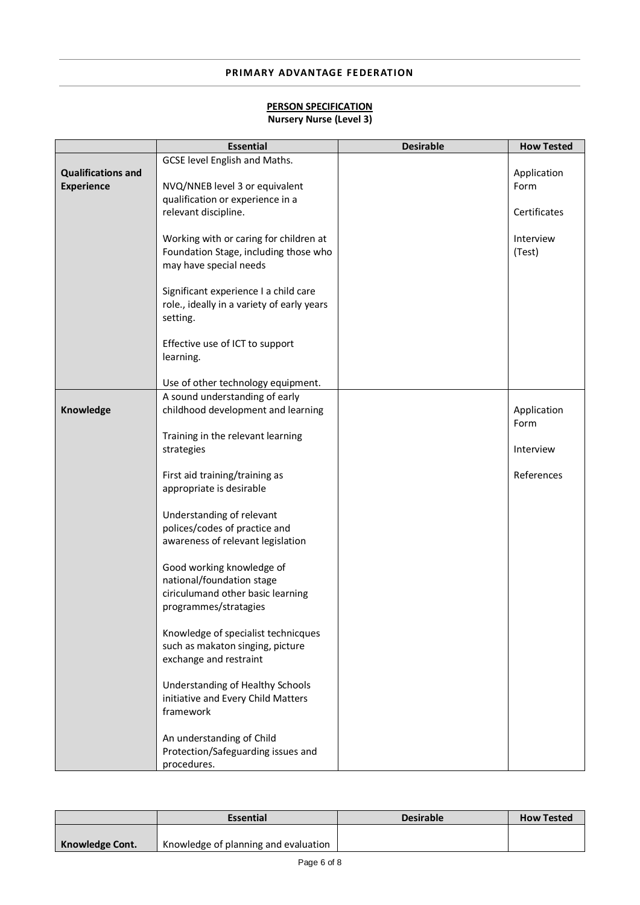**PRIMARY ADVANTAGE FEDERATION**

## PERSON SPECIFICATION

**Nursery Nurse (Level 3)**

| | Essential | Desirable | How Tested |
|---|---|---|---|
| **Qualifications and Experience** | GCSE level English and Maths.<br><br>NVQ/NNEB level 3 or equivalent qualification or experience in a relevant discipline.<br><br>Working with or caring for children at Foundation Stage, including those who may have special needs<br><br>Significant experience I a child care role., ideally in a variety of early years setting.<br><br>Effective use of ICT to support learning.<br><br>Use of other technology equipment. | | Application Form<br><br>Certificates<br><br>Interview (Test) |
| **Knowledge** | A sound understanding of early childhood development and learning<br><br>Training in the relevant learning strategies<br><br>First aid training/training as appropriate is desirable<br><br>Understanding of relevant polices/codes of practice and awareness of relevant legislation<br><br>Good working knowledge of national/foundation stage ciriculumand other basic learning programmes/stratagies<br><br>Knowledge of specialist technicques such as makaton singing, picture exchange and restraint<br><br>Understanding of Healthy Schools initiative and Every Child Matters framework<br><br>An understanding of Child Protection/Safeguarding issues and procedures. | | Application Form<br><br>Interview<br><br>References |
| **Knowledge Cont.** | Knowledge of planning and evaluation | | |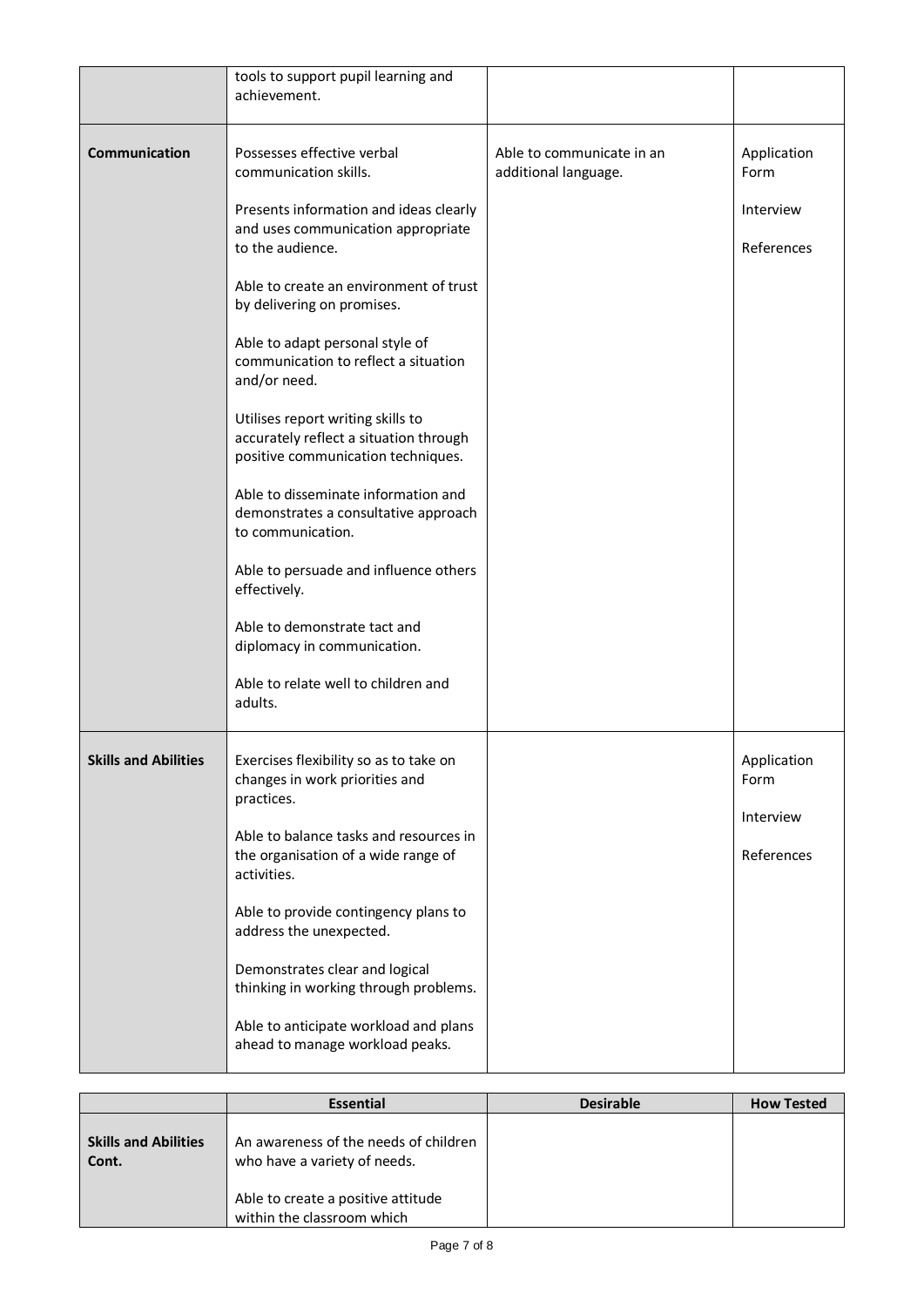| | | | |
|---|---|---|---|
| | tools to support pupil learning and achievement. | | |
| **Communication** | Possesses effective verbal communication skills.<br><br>Presents information and ideas clearly and uses communication appropriate to the audience.<br><br>Able to create an environment of trust by delivering on promises.<br><br>Able to adapt personal style of communication to reflect a situation and/or need.<br><br>Utilises report writing skills to accurately reflect a situation through positive communication techniques.<br><br>Able to disseminate information and demonstrates a consultative approach to communication.<br><br>Able to persuade and influence others effectively.<br><br>Able to demonstrate tact and diplomacy in communication.<br><br>Able to relate well to children and adults. | Able to communicate in an additional language. | Application Form<br><br>Interview<br><br>References |
| **Skills and Abilities** | Exercises flexibility so as to take on changes in work priorities and practices.<br><br>Able to balance tasks and resources in the organisation of a wide range of activities.<br><br>Able to provide contingency plans to address the unexpected.<br><br>Demonstrates clear and logical thinking in working through problems.<br><br>Able to anticipate workload and plans ahead to manage workload peaks. | | Application Form<br><br>Interview<br><br>References |

| | Essential | Desirable | How Tested |
|---|---|---|---|
| **Skills and Abilities Cont.** | An awareness of the needs of children who have a variety of needs.<br><br>Able to create a positive attitude within the classroom which | | |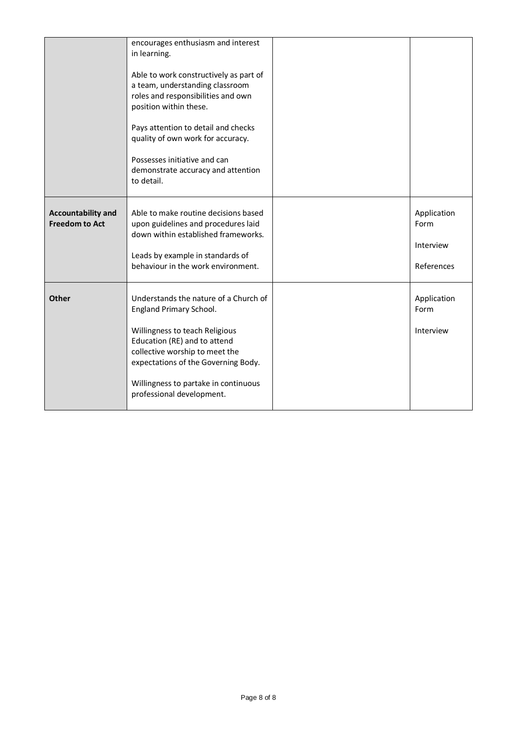| | | | |
|---|---|---|---|
| | encourages enthusiasm and interest in learning.<br><br>Able to work constructively as part of a team, understanding classroom roles and responsibilities and own position within these.<br><br>Pays attention to detail and checks quality of own work for accuracy.<br><br>Possesses initiative and can demonstrate accuracy and attention to detail. | | |
| **Accountability and Freedom to Act** | Able to make routine decisions based upon guidelines and procedures laid down within established frameworks.<br><br>Leads by example in standards of behaviour in the work environment. | | Application Form<br><br>Interview<br><br>References |
| **Other** | Understands the nature of a Church of England Primary School.<br><br>Willingness to teach Religious Education (RE) and to attend collective worship to meet the expectations of the Governing Body.<br><br>Willingness to partake in continuous professional development. | | Application Form<br><br>Interview |